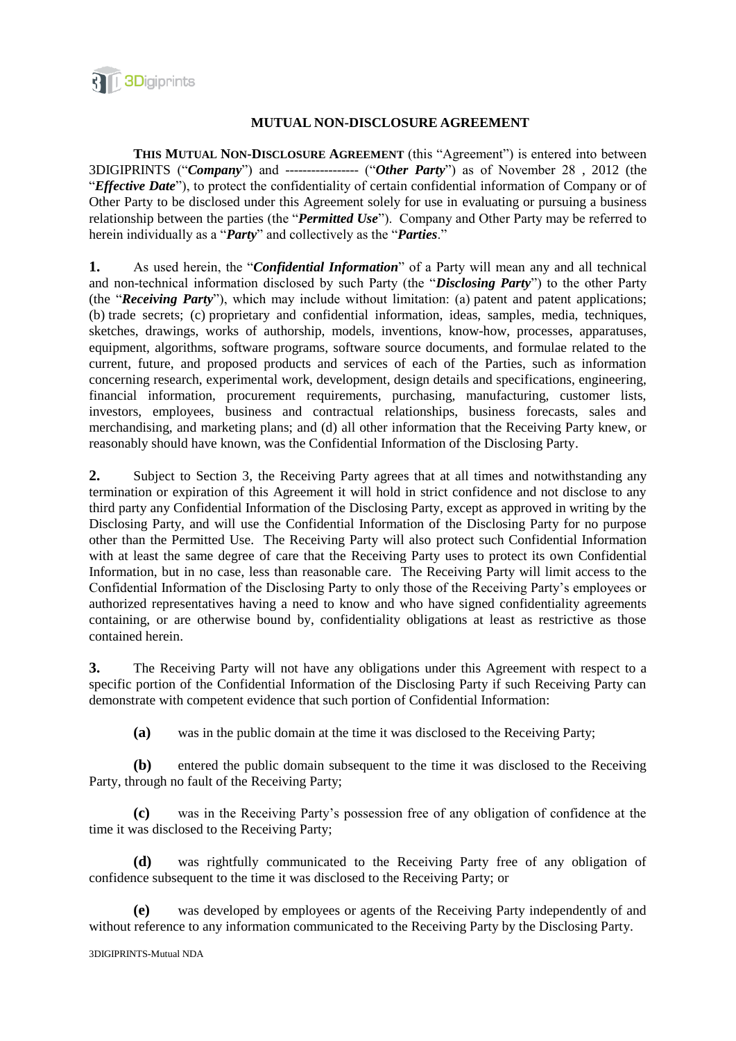# MUTUAL NON-DISCLOSURE AGREEMENT

**THIS MUTUAL NON-DISCLOSURE AGREEMENT** (this "Agreement") is entered into between 3DIGIPRINTS ("***Company***") and ----------------- ("***Other Party***") as of November 28 , 2012 (the "***Effective Date***"), to protect the confidentiality of certain confidential information of Company or of Other Party to be disclosed under this Agreement solely for use in evaluating or pursuing a business relationship between the parties (the "***Permitted Use***"). Company and Other Party may be referred to herein individually as a "***Party***" and collectively as the "***Parties***."

**1.** As used herein, the "***Confidential Information***" of a Party will mean any and all technical and non-technical information disclosed by such Party (the "***Disclosing Party***") to the other Party (the "***Receiving Party***"), which may include without limitation: (a) patent and patent applications; (b) trade secrets; (c) proprietary and confidential information, ideas, samples, media, techniques, sketches, drawings, works of authorship, models, inventions, know-how, processes, apparatuses, equipment, algorithms, software programs, software source documents, and formulae related to the current, future, and proposed products and services of each of the Parties, such as information concerning research, experimental work, development, design details and specifications, engineering, financial information, procurement requirements, purchasing, manufacturing, customer lists, investors, employees, business and contractual relationships, business forecasts, sales and merchandising, and marketing plans; and (d) all other information that the Receiving Party knew, or reasonably should have known, was the Confidential Information of the Disclosing Party.

**2.** Subject to Section 3, the Receiving Party agrees that at all times and notwithstanding any termination or expiration of this Agreement it will hold in strict confidence and not disclose to any third party any Confidential Information of the Disclosing Party, except as approved in writing by the Disclosing Party, and will use the Confidential Information of the Disclosing Party for no purpose other than the Permitted Use. The Receiving Party will also protect such Confidential Information with at least the same degree of care that the Receiving Party uses to protect its own Confidential Information, but in no case, less than reasonable care. The Receiving Party will limit access to the Confidential Information of the Disclosing Party to only those of the Receiving Party's employees or authorized representatives having a need to know and who have signed confidentiality agreements containing, or are otherwise bound by, confidentiality obligations at least as restrictive as those contained herein.

**3.** The Receiving Party will not have any obligations under this Agreement with respect to a specific portion of the Confidential Information of the Disclosing Party if such Receiving Party can demonstrate with competent evidence that such portion of Confidential Information:

**(a)** was in the public domain at the time it was disclosed to the Receiving Party;

**(b)** entered the public domain subsequent to the time it was disclosed to the Receiving Party, through no fault of the Receiving Party;

**(c)** was in the Receiving Party's possession free of any obligation of confidence at the time it was disclosed to the Receiving Party;

**(d)** was rightfully communicated to the Receiving Party free of any obligation of confidence subsequent to the time it was disclosed to the Receiving Party; or

**(e)** was developed by employees or agents of the Receiving Party independently of and without reference to any information communicated to the Receiving Party by the Disclosing Party.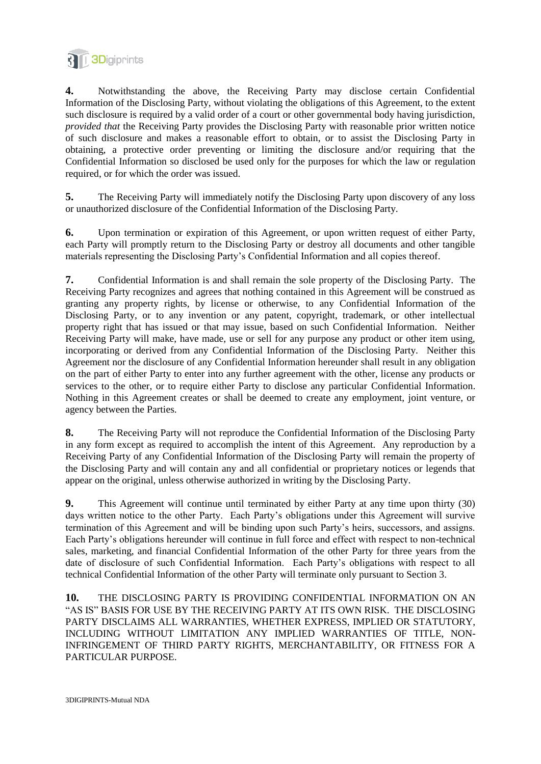**4.** Notwithstanding the above, the Receiving Party may disclose certain Confidential Information of the Disclosing Party, without violating the obligations of this Agreement, to the extent such disclosure is required by a valid order of a court or other governmental body having jurisdiction, *provided that* the Receiving Party provides the Disclosing Party with reasonable prior written notice of such disclosure and makes a reasonable effort to obtain, or to assist the Disclosing Party in obtaining, a protective order preventing or limiting the disclosure and/or requiring that the Confidential Information so disclosed be used only for the purposes for which the law or regulation required, or for which the order was issued.

**5.** The Receiving Party will immediately notify the Disclosing Party upon discovery of any loss or unauthorized disclosure of the Confidential Information of the Disclosing Party.

**6.** Upon termination or expiration of this Agreement, or upon written request of either Party, each Party will promptly return to the Disclosing Party or destroy all documents and other tangible materials representing the Disclosing Party's Confidential Information and all copies thereof.

**7.** Confidential Information is and shall remain the sole property of the Disclosing Party. The Receiving Party recognizes and agrees that nothing contained in this Agreement will be construed as granting any property rights, by license or otherwise, to any Confidential Information of the Disclosing Party, or to any invention or any patent, copyright, trademark, or other intellectual property right that has issued or that may issue, based on such Confidential Information. Neither Receiving Party will make, have made, use or sell for any purpose any product or other item using, incorporating or derived from any Confidential Information of the Disclosing Party. Neither this Agreement nor the disclosure of any Confidential Information hereunder shall result in any obligation on the part of either Party to enter into any further agreement with the other, license any products or services to the other, or to require either Party to disclose any particular Confidential Information. Nothing in this Agreement creates or shall be deemed to create any employment, joint venture, or agency between the Parties.

**8.** The Receiving Party will not reproduce the Confidential Information of the Disclosing Party in any form except as required to accomplish the intent of this Agreement. Any reproduction by a Receiving Party of any Confidential Information of the Disclosing Party will remain the property of the Disclosing Party and will contain any and all confidential or proprietary notices or legends that appear on the original, unless otherwise authorized in writing by the Disclosing Party.

**9.** This Agreement will continue until terminated by either Party at any time upon thirty (30) days written notice to the other Party. Each Party's obligations under this Agreement will survive termination of this Agreement and will be binding upon such Party's heirs, successors, and assigns. Each Party's obligations hereunder will continue in full force and effect with respect to non-technical sales, marketing, and financial Confidential Information of the other Party for three years from the date of disclosure of such Confidential Information. Each Party's obligations with respect to all technical Confidential Information of the other Party will terminate only pursuant to Section 3.

**10.** THE DISCLOSING PARTY IS PROVIDING CONFIDENTIAL INFORMATION ON AN "AS IS" BASIS FOR USE BY THE RECEIVING PARTY AT ITS OWN RISK. THE DISCLOSING PARTY DISCLAIMS ALL WARRANTIES, WHETHER EXPRESS, IMPLIED OR STATUTORY, INCLUDING WITHOUT LIMITATION ANY IMPLIED WARRANTIES OF TITLE, NON-INFRINGEMENT OF THIRD PARTY RIGHTS, MERCHANTABILITY, OR FITNESS FOR A PARTICULAR PURPOSE.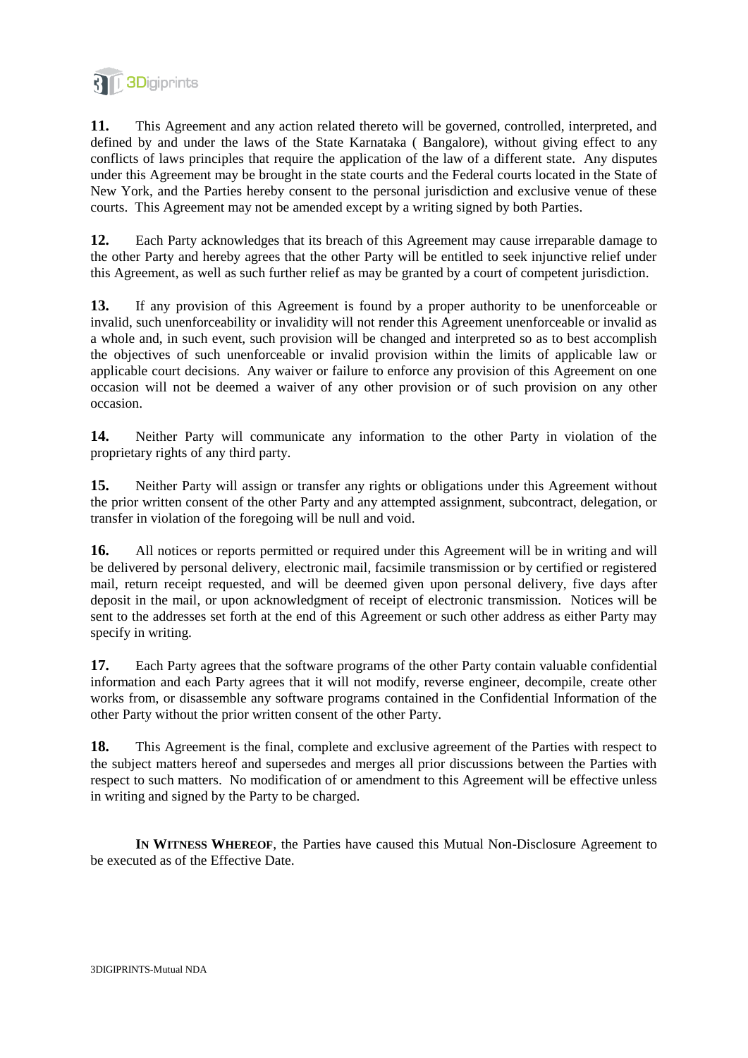**11.** This Agreement and any action related thereto will be governed, controlled, interpreted, and defined by and under the laws of the State Karnataka ( Bangalore), without giving effect to any conflicts of laws principles that require the application of the law of a different state. Any disputes under this Agreement may be brought in the state courts and the Federal courts located in the State of New York, and the Parties hereby consent to the personal jurisdiction and exclusive venue of these courts. This Agreement may not be amended except by a writing signed by both Parties.

**12.** Each Party acknowledges that its breach of this Agreement may cause irreparable damage to the other Party and hereby agrees that the other Party will be entitled to seek injunctive relief under this Agreement, as well as such further relief as may be granted by a court of competent jurisdiction.

**13.** If any provision of this Agreement is found by a proper authority to be unenforceable or invalid, such unenforceability or invalidity will not render this Agreement unenforceable or invalid as a whole and, in such event, such provision will be changed and interpreted so as to best accomplish the objectives of such unenforceable or invalid provision within the limits of applicable law or applicable court decisions. Any waiver or failure to enforce any provision of this Agreement on one occasion will not be deemed a waiver of any other provision or of such provision on any other occasion.

**14.** Neither Party will communicate any information to the other Party in violation of the proprietary rights of any third party.

**15.** Neither Party will assign or transfer any rights or obligations under this Agreement without the prior written consent of the other Party and any attempted assignment, subcontract, delegation, or transfer in violation of the foregoing will be null and void.

**16.** All notices or reports permitted or required under this Agreement will be in writing and will be delivered by personal delivery, electronic mail, facsimile transmission or by certified or registered mail, return receipt requested, and will be deemed given upon personal delivery, five days after deposit in the mail, or upon acknowledgment of receipt of electronic transmission. Notices will be sent to the addresses set forth at the end of this Agreement or such other address as either Party may specify in writing.

**17.** Each Party agrees that the software programs of the other Party contain valuable confidential information and each Party agrees that it will not modify, reverse engineer, decompile, create other works from, or disassemble any software programs contained in the Confidential Information of the other Party without the prior written consent of the other Party.

**18.** This Agreement is the final, complete and exclusive agreement of the Parties with respect to the subject matters hereof and supersedes and merges all prior discussions between the Parties with respect to such matters. No modification of or amendment to this Agreement will be effective unless in writing and signed by the Party to be charged.

**IN WITNESS WHEREOF**, the Parties have caused this Mutual Non-Disclosure Agreement to be executed as of the Effective Date.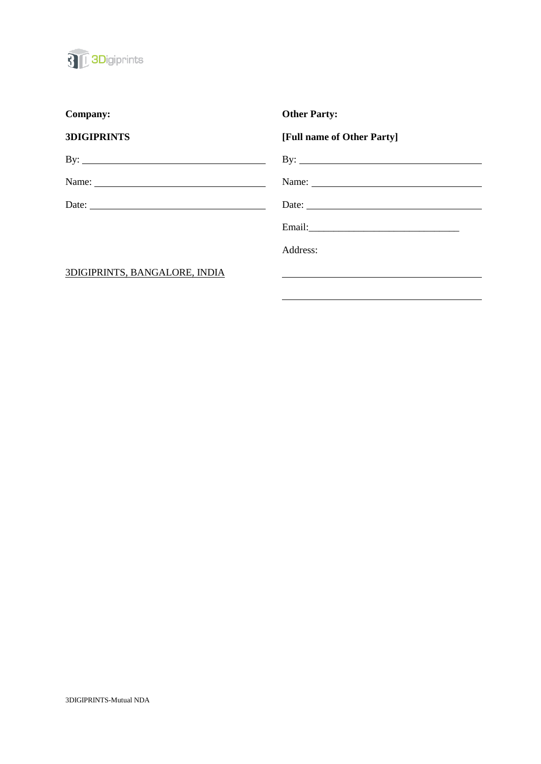| **Company:** | **Other Party:** |
| --- | --- |
| **3DIGIPRINTS** | **[Full name of Other Party]** |
| By: ______________________ | By: ______________________ |
| Name: ______________________ | Name: ______________________ |
| Date: ______________________ | Date: ______________________ |
| | Email: ______________________ |
| | Address: |
| 3DIGIPRINTS, BANGALORE, INDIA | ______________________ |
| | ______________________ |